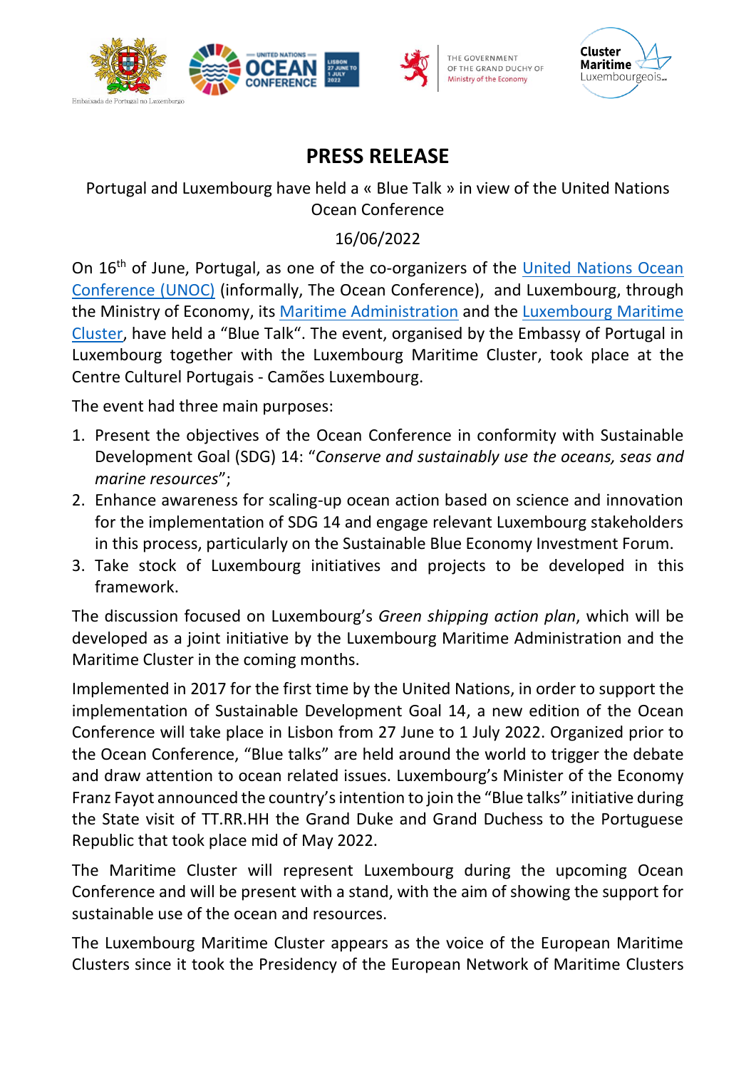# PRESS RELEASE

Portugal and Luxembourg have held a « Blue Talk » in view of the United Nations Ocean Conference

16/06/2022

On 16th of June, Portugal, as one of the co-organizers of the United Nations Ocean Conference (UNOC) (informally, The Ocean Conference), and Luxembourg, through the Ministry of Economy, its Maritime Administration and the Luxembourg Maritime Cluster, have held a "Blue Talk". The event, organised by the Embassy of Portugal in Luxembourg together with the Luxembourg Maritime Cluster, took place at the Centre Culturel Portugais - Camões Luxembourg.

The event had three main purposes:

1. Present the objectives of the Ocean Conference in conformity with Sustainable Development Goal (SDG) 14: "*Conserve and sustainably use the oceans, seas and marine resources*";
2. Enhance awareness for scaling-up ocean action based on science and innovation for the implementation of SDG 14 and engage relevant Luxembourg stakeholders in this process, particularly on the Sustainable Blue Economy Investment Forum.
3. Take stock of Luxembourg initiatives and projects to be developed in this framework.

The discussion focused on Luxembourg's *Green shipping action plan*, which will be developed as a joint initiative by the Luxembourg Maritime Administration and the Maritime Cluster in the coming months.

Implemented in 2017 for the first time by the United Nations, in order to support the implementation of Sustainable Development Goal 14, a new edition of the Ocean Conference will take place in Lisbon from 27 June to 1 July 2022. Organized prior to the Ocean Conference, "Blue talks" are held around the world to trigger the debate and draw attention to ocean related issues. Luxembourg's Minister of the Economy Franz Fayot announced the country's intention to join the "Blue talks" initiative during the State visit of TT.RR.HH the Grand Duke and Grand Duchess to the Portuguese Republic that took place mid of May 2022.

The Maritime Cluster will represent Luxembourg during the upcoming Ocean Conference and will be present with a stand, with the aim of showing the support for sustainable use of the ocean and resources.

The Luxembourg Maritime Cluster appears as the voice of the European Maritime Clusters since it took the Presidency of the European Network of Maritime Clusters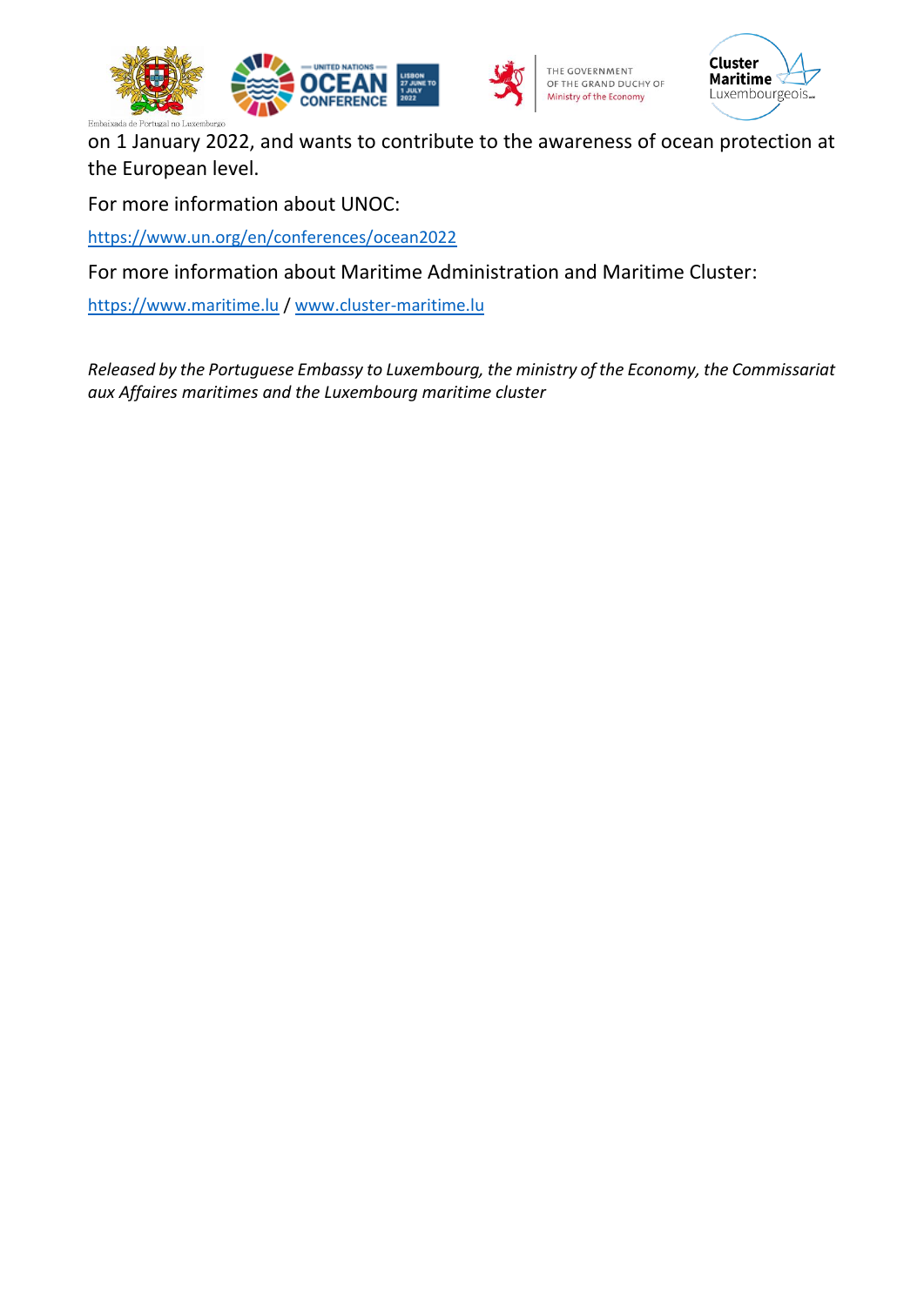on 1 January 2022, and wants to contribute to the awareness of ocean protection at the European level.

For more information about UNOC:

https://www.un.org/en/conferences/ocean2022

For more information about Maritime Administration and Maritime Cluster:

https://www.maritime.lu / www.cluster-maritime.lu

*Released by the Portuguese Embassy to Luxembourg, the ministry of the Economy, the Commissariat aux Affaires maritimes and the Luxembourg maritime cluster*